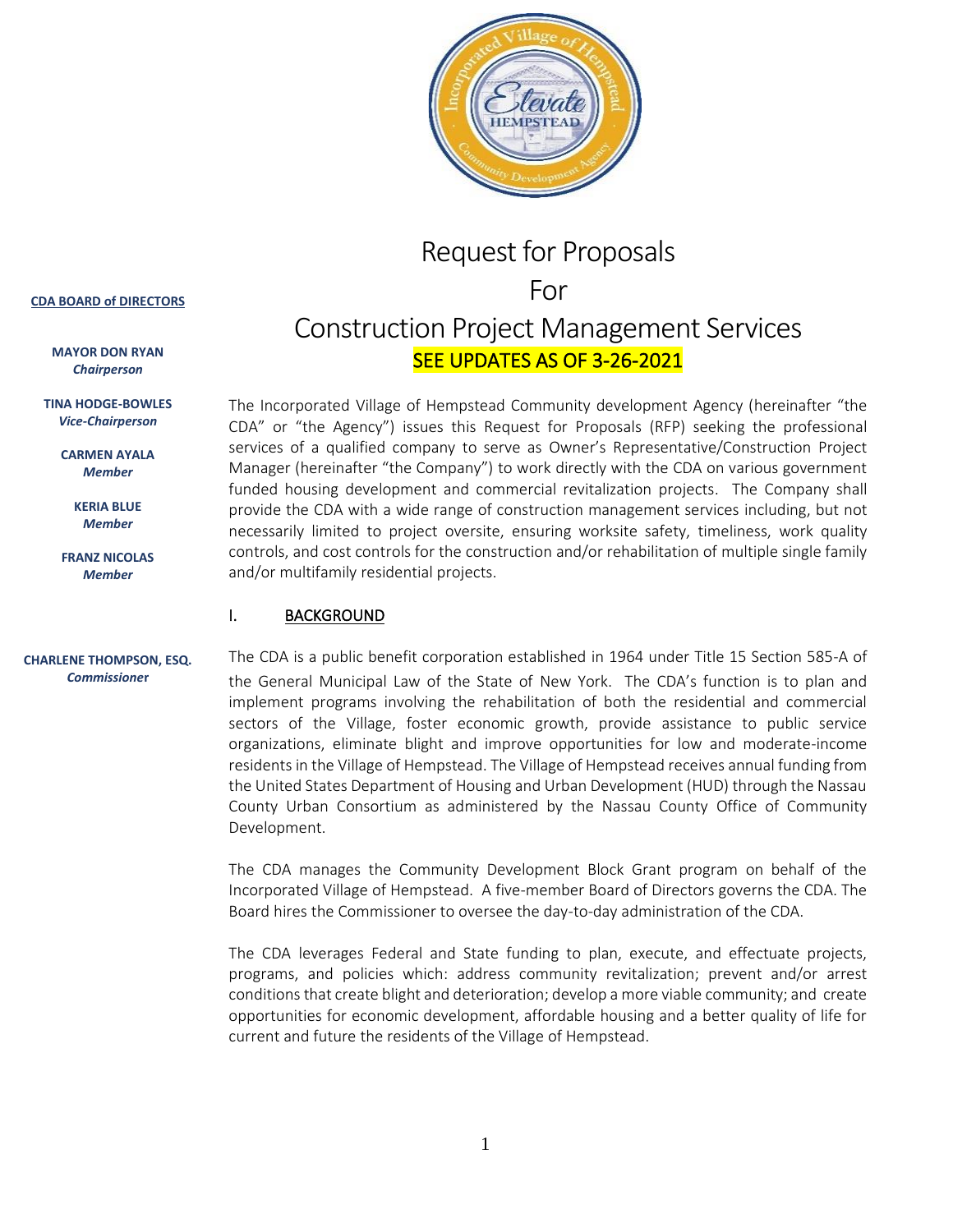# Request for Proposals

# For

# Construction Project Management Services

**SEE UPDATES AS OF 3-26-2021**

**CDA BOARD of DIRECTORS**

**MAYOR DON RYAN**
***Chairperson***

**TINA HODGE-BOWLES**
***Vice-Chairperson***

**CARMEN AYALA**
***Member***

**KERIA BLUE**
***Member***

**FRANZ NICOLAS**
***Member***

**CHARLENE THOMPSON, ESQ.**
***Commissioner***

The Incorporated Village of Hempstead Community development Agency (hereinafter "the CDA" or "the Agency") issues this Request for Proposals (RFP) seeking the professional services of a qualified company to serve as Owner's Representative/Construction Project Manager (hereinafter "the Company") to work directly with the CDA on various government funded housing development and commercial revitalization projects. The Company shall provide the CDA with a wide range of construction management services including, but not necessarily limited to project oversite, ensuring worksite safety, timeliness, work quality controls, and cost controls for the construction and/or rehabilitation of multiple single family and/or multifamily residential projects.

## I. BACKGROUND

The CDA is a public benefit corporation established in 1964 under Title 15 Section 585-A of the General Municipal Law of the State of New York. The CDA's function is to plan and implement programs involving the rehabilitation of both the residential and commercial sectors of the Village, foster economic growth, provide assistance to public service organizations, eliminate blight and improve opportunities for low and moderate-income residents in the Village of Hempstead. The Village of Hempstead receives annual funding from the United States Department of Housing and Urban Development (HUD) through the Nassau County Urban Consortium as administered by the Nassau County Office of Community Development.

The CDA manages the Community Development Block Grant program on behalf of the Incorporated Village of Hempstead. A five-member Board of Directors governs the CDA. The Board hires the Commissioner to oversee the day-to-day administration of the CDA.

The CDA leverages Federal and State funding to plan, execute, and effectuate projects, programs, and policies which: address community revitalization; prevent and/or arrest conditions that create blight and deterioration; develop a more viable community; and create opportunities for economic development, affordable housing and a better quality of life for current and future the residents of the Village of Hempstead.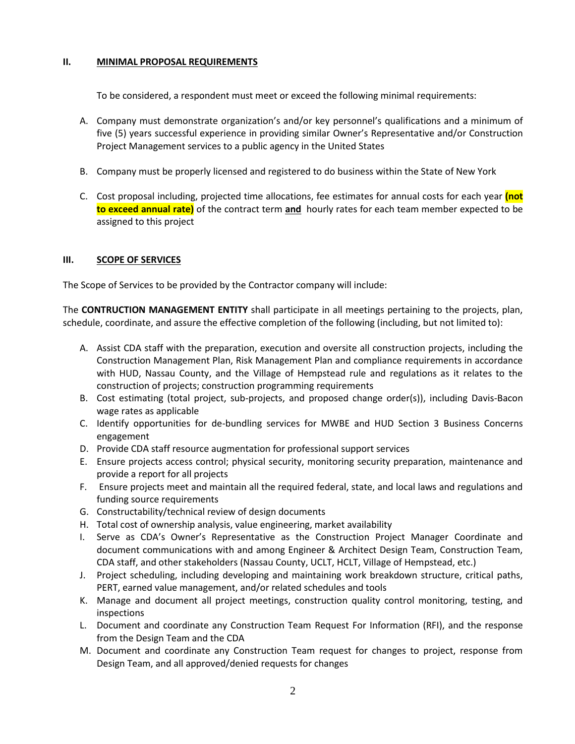## II. MINIMAL PROPOSAL REQUIREMENTS

To be considered, a respondent must meet or exceed the following minimal requirements:

A. Company must demonstrate organization's and/or key personnel's qualifications and a minimum of five (5) years successful experience in providing similar Owner's Representative and/or Construction Project Management services to a public agency in the United States

B. Company must be properly licensed and registered to do business within the State of New York

C. Cost proposal including, projected time allocations, fee estimates for annual costs for each year **(not to exceed annual rate)** of the contract term **and** hourly rates for each team member expected to be assigned to this project

## III. SCOPE OF SERVICES

The Scope of Services to be provided by the Contractor company will include:

The **CONTRUCTION MANAGEMENT ENTITY** shall participate in all meetings pertaining to the projects, plan, schedule, coordinate, and assure the effective completion of the following (including, but not limited to):

A. Assist CDA staff with the preparation, execution and oversite all construction projects, including the Construction Management Plan, Risk Management Plan and compliance requirements in accordance with HUD, Nassau County, and the Village of Hempstead rule and regulations as it relates to the construction of projects; construction programming requirements
B. Cost estimating (total project, sub-projects, and proposed change order(s)), including Davis-Bacon wage rates as applicable
C. Identify opportunities for de-bundling services for MWBE and HUD Section 3 Business Concerns engagement
D. Provide CDA staff resource augmentation for professional support services
E. Ensure projects access control; physical security, monitoring security preparation, maintenance and provide a report for all projects
F. Ensure projects meet and maintain all the required federal, state, and local laws and regulations and funding source requirements
G. Constructability/technical review of design documents
H. Total cost of ownership analysis, value engineering, market availability
I. Serve as CDA's Owner's Representative as the Construction Project Manager Coordinate and document communications with and among Engineer & Architect Design Team, Construction Team, CDA staff, and other stakeholders (Nassau County, UCLT, HCLT, Village of Hempstead, etc.)
J. Project scheduling, including developing and maintaining work breakdown structure, critical paths, PERT, earned value management, and/or related schedules and tools
K. Manage and document all project meetings, construction quality control monitoring, testing, and inspections
L. Document and coordinate any Construction Team Request For Information (RFI), and the response from the Design Team and the CDA
M. Document and coordinate any Construction Team request for changes to project, response from Design Team, and all approved/denied requests for changes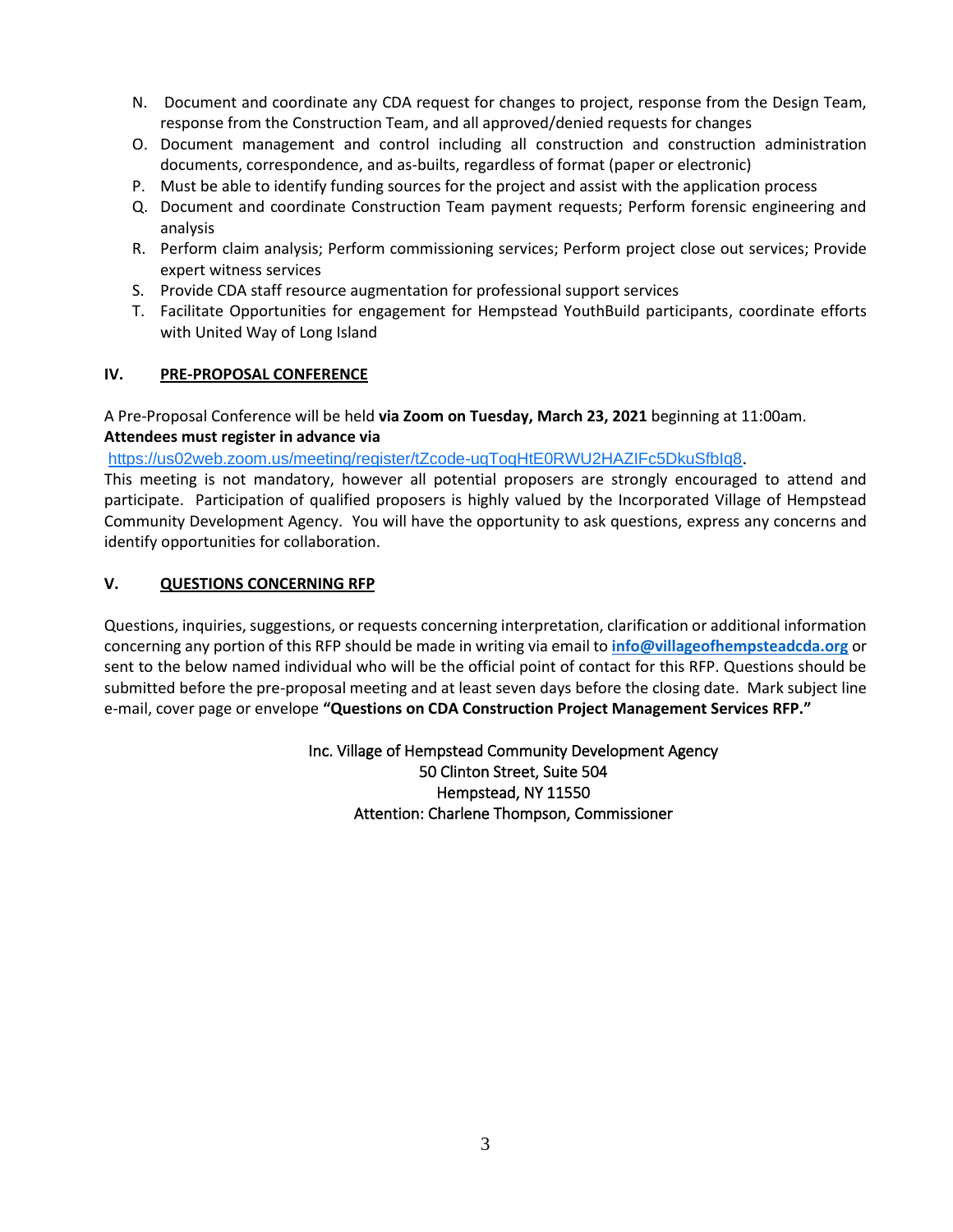N. Document and coordinate any CDA request for changes to project, response from the Design Team, response from the Construction Team, and all approved/denied requests for changes
O. Document management and control including all construction and construction administration documents, correspondence, and as-builts, regardless of format (paper or electronic)
P. Must be able to identify funding sources for the project and assist with the application process
Q. Document and coordinate Construction Team payment requests; Perform forensic engineering and analysis
R. Perform claim analysis; Perform commissioning services; Perform project close out services; Provide expert witness services
S. Provide CDA staff resource augmentation for professional support services
T. Facilitate Opportunities for engagement for Hempstead YouthBuild participants, coordinate efforts with United Way of Long Island

## IV. PRE-PROPOSAL CONFERENCE

A Pre-Proposal Conference will be held **via Zoom on Tuesday, March 23, 2021** beginning at 11:00am. **Attendees must register in advance via** https://us02web.zoom.us/meeting/register/tZcode-uqToqHtE0RWU2HAZIFc5DkuSfbIq8.

This meeting is not mandatory, however all potential proposers are strongly encouraged to attend and participate. Participation of qualified proposers is highly valued by the Incorporated Village of Hempstead Community Development Agency. You will have the opportunity to ask questions, express any concerns and identify opportunities for collaboration.

## V. QUESTIONS CONCERNING RFP

Questions, inquiries, suggestions, or requests concerning interpretation, clarification or additional information concerning any portion of this RFP should be made in writing via email to **info@villageofhempsteadcda.org** or sent to the below named individual who will be the official point of contact for this RFP. Questions should be submitted before the pre-proposal meeting and at least seven days before the closing date. Mark subject line e-mail, cover page or envelope **"Questions on CDA Construction Project Management Services RFP."**

Inc. Village of Hempstead Community Development Agency
50 Clinton Street, Suite 504
Hempstead, NY 11550
Attention: Charlene Thompson, Commissioner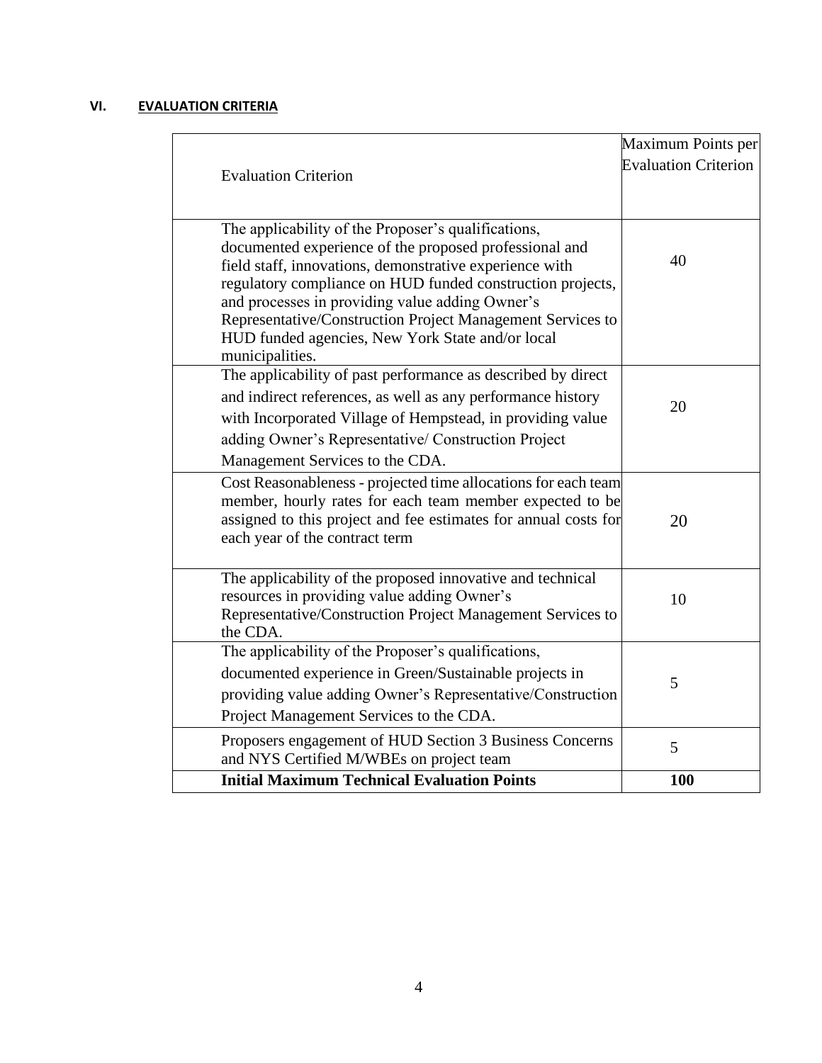## VI. EVALUATION CRITERIA

| Evaluation Criterion | Maximum Points per Evaluation Criterion |
|---|---|
| The applicability of the Proposer's qualifications, documented experience of the proposed professional and field staff, innovations, demonstrative experience with regulatory compliance on HUD funded construction projects, and processes in providing value adding Owner's Representative/Construction Project Management Services to HUD funded agencies, New York State and/or local municipalities. | 40 |
| The applicability of past performance as described by direct and indirect references, as well as any performance history with Incorporated Village of Hempstead, in providing value adding Owner's Representative/ Construction Project Management Services to the CDA. | 20 |
| Cost Reasonableness - projected time allocations for each team member, hourly rates for each team member expected to be assigned to this project and fee estimates for annual costs for each year of the contract term | 20 |
| The applicability of the proposed innovative and technical resources in providing value adding Owner's Representative/Construction Project Management Services to the CDA. | 10 |
| The applicability of the Proposer's qualifications, documented experience in Green/Sustainable projects in providing value adding Owner's Representative/Construction Project Management Services to the CDA. | 5 |
| Proposers engagement of HUD Section 3 Business Concerns and NYS Certified M/WBEs on project team | 5 |
| **Initial Maximum Technical Evaluation Points** | **100** |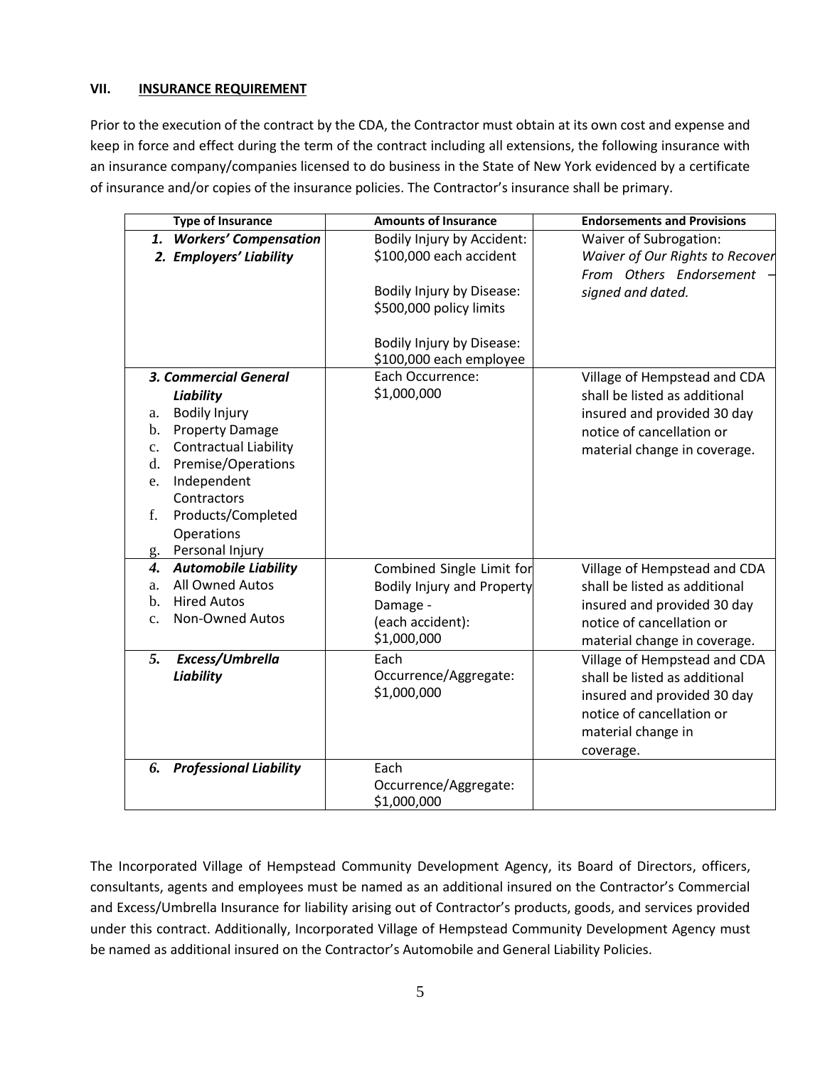## VII. INSURANCE REQUIREMENT

Prior to the execution of the contract by the CDA, the Contractor must obtain at its own cost and expense and keep in force and effect during the term of the contract including all extensions, the following insurance with an insurance company/companies licensed to do business in the State of New York evidenced by a certificate of insurance and/or copies of the insurance policies. The Contractor's insurance shall be primary.

| Type of Insurance | Amounts of Insurance | Endorsements and Provisions |
|---|---|---|
| ***1. Workers' Compensation***<br>***2. Employers' Liability*** | Bodily Injury by Accident: $100,000 each accident<br><br>Bodily Injury by Disease: $500,000 policy limits<br><br>Bodily Injury by Disease: $100,000 each employee | Waiver of Subrogation: *Waiver of Our Rights to Recover From Others Endorsement – signed and dated.* |
| ***3. Commercial General Liability***<br>a. Bodily Injury<br>b. Property Damage<br>c. Contractual Liability<br>d. Premise/Operations<br>e. Independent Contractors<br>f. Products/Completed Operations<br>g. Personal Injury | Each Occurrence: $1,000,000 | Village of Hempstead and CDA shall be listed as additional insured and provided 30 day notice of cancellation or material change in coverage. |
| ***4. Automobile Liability***<br>a. All Owned Autos<br>b. Hired Autos<br>c. Non-Owned Autos | Combined Single Limit for Bodily Injury and Property Damage - (each accident): $1,000,000 | Village of Hempstead and CDA shall be listed as additional insured and provided 30 day notice of cancellation or material change in coverage. |
| ***5. Excess/Umbrella Liability*** | Each Occurrence/Aggregate: $1,000,000 | Village of Hempstead and CDA shall be listed as additional insured and provided 30 day notice of cancellation or material change in coverage. |
| ***6. Professional Liability*** | Each Occurrence/Aggregate: $1,000,000 | |

The Incorporated Village of Hempstead Community Development Agency, its Board of Directors, officers, consultants, agents and employees must be named as an additional insured on the Contractor's Commercial and Excess/Umbrella Insurance for liability arising out of Contractor's products, goods, and services provided under this contract. Additionally, Incorporated Village of Hempstead Community Development Agency must be named as additional insured on the Contractor's Automobile and General Liability Policies.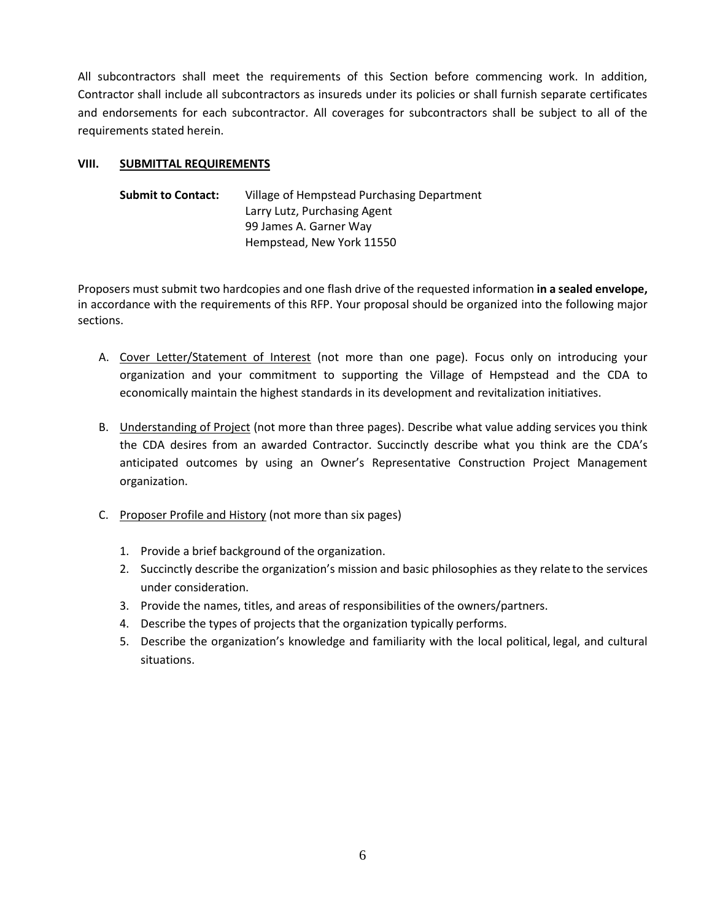All subcontractors shall meet the requirements of this Section before commencing work. In addition, Contractor shall include all subcontractors as insureds under its policies or shall furnish separate certificates and endorsements for each subcontractor. All coverages for subcontractors shall be subject to all of the requirements stated herein.

## VIII. SUBMITTAL REQUIREMENTS

**Submit to Contact:** Village of Hempstead Purchasing Department
Larry Lutz, Purchasing Agent
99 James A. Garner Way
Hempstead, New York 11550

Proposers must submit two hardcopies and one flash drive of the requested information **in a sealed envelope,** in accordance with the requirements of this RFP. Your proposal should be organized into the following major sections.

A. Cover Letter/Statement of Interest (not more than one page). Focus only on introducing your organization and your commitment to supporting the Village of Hempstead and the CDA to economically maintain the highest standards in its development and revitalization initiatives.

B. Understanding of Project (not more than three pages). Describe what value adding services you think the CDA desires from an awarded Contractor. Succinctly describe what you think are the CDA's anticipated outcomes by using an Owner's Representative Construction Project Management organization.

C. Proposer Profile and History (not more than six pages)

   1. Provide a brief background of the organization.
   2. Succinctly describe the organization's mission and basic philosophies as they relate to the services under consideration.
   3. Provide the names, titles, and areas of responsibilities of the owners/partners.
   4. Describe the types of projects that the organization typically performs.
   5. Describe the organization's knowledge and familiarity with the local political, legal, and cultural situations.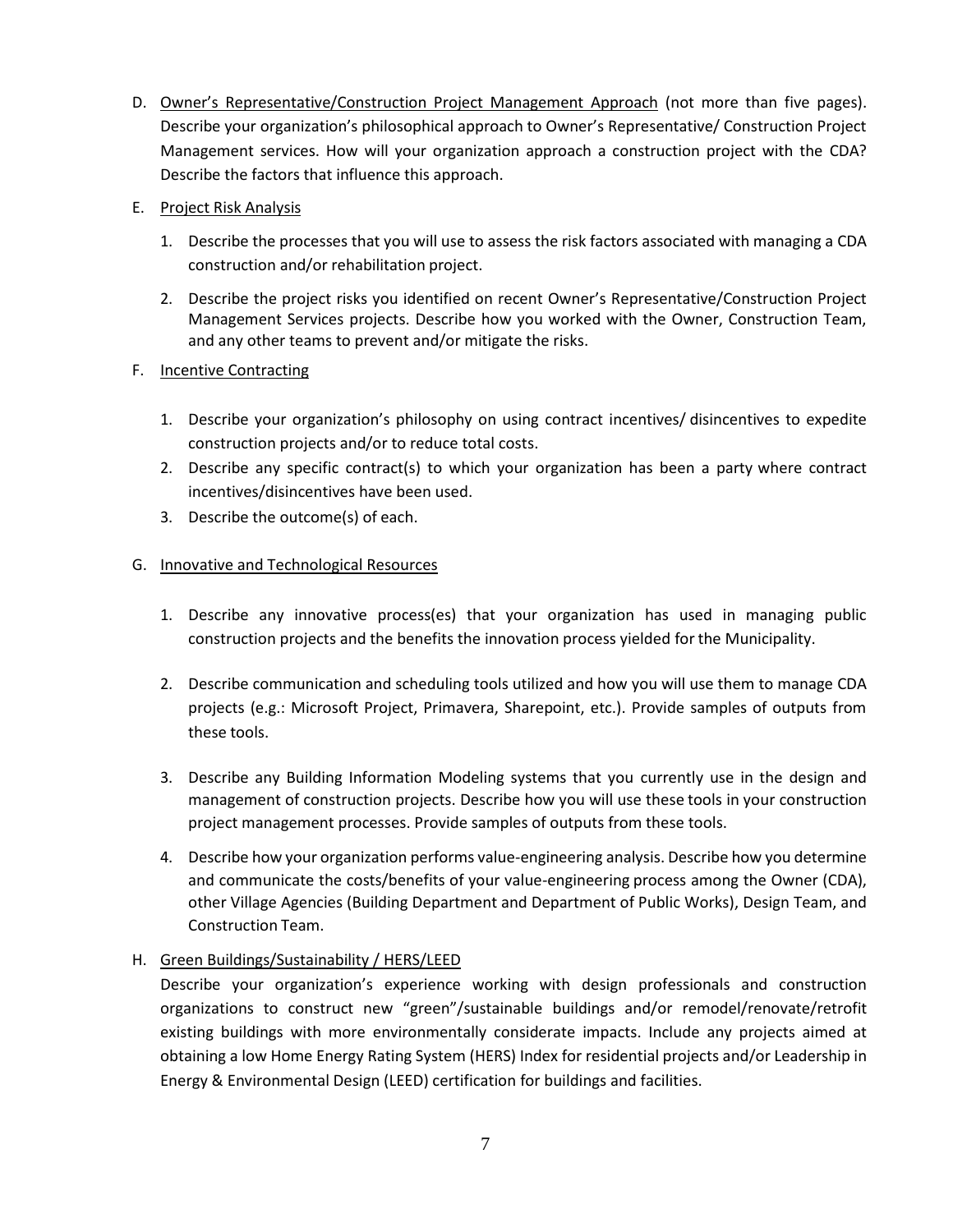D. Owner's Representative/Construction Project Management Approach (not more than five pages). Describe your organization's philosophical approach to Owner's Representative/ Construction Project Management services. How will your organization approach a construction project with the CDA? Describe the factors that influence this approach.

E. Project Risk Analysis

1. Describe the processes that you will use to assess the risk factors associated with managing a CDA construction and/or rehabilitation project.
2. Describe the project risks you identified on recent Owner's Representative/Construction Project Management Services projects. Describe how you worked with the Owner, Construction Team, and any other teams to prevent and/or mitigate the risks.

F. Incentive Contracting

1. Describe your organization's philosophy on using contract incentives/ disincentives to expedite construction projects and/or to reduce total costs.
2. Describe any specific contract(s) to which your organization has been a party where contract incentives/disincentives have been used.
3. Describe the outcome(s) of each.

G. Innovative and Technological Resources

1. Describe any innovative process(es) that your organization has used in managing public construction projects and the benefits the innovation process yielded for the Municipality.
2. Describe communication and scheduling tools utilized and how you will use them to manage CDA projects (e.g.: Microsoft Project, Primavera, Sharepoint, etc.). Provide samples of outputs from these tools.
3. Describe any Building Information Modeling systems that you currently use in the design and management of construction projects. Describe how you will use these tools in your construction project management processes. Provide samples of outputs from these tools.
4. Describe how your organization performs value-engineering analysis. Describe how you determine and communicate the costs/benefits of your value-engineering process among the Owner (CDA), other Village Agencies (Building Department and Department of Public Works), Design Team, and Construction Team.

H. Green Buildings/Sustainability / HERS/LEED

Describe your organization's experience working with design professionals and construction organizations to construct new "green"/sustainable buildings and/or remodel/renovate/retrofit existing buildings with more environmentally considerate impacts. Include any projects aimed at obtaining a low Home Energy Rating System (HERS) Index for residential projects and/or Leadership in Energy & Environmental Design (LEED) certification for buildings and facilities.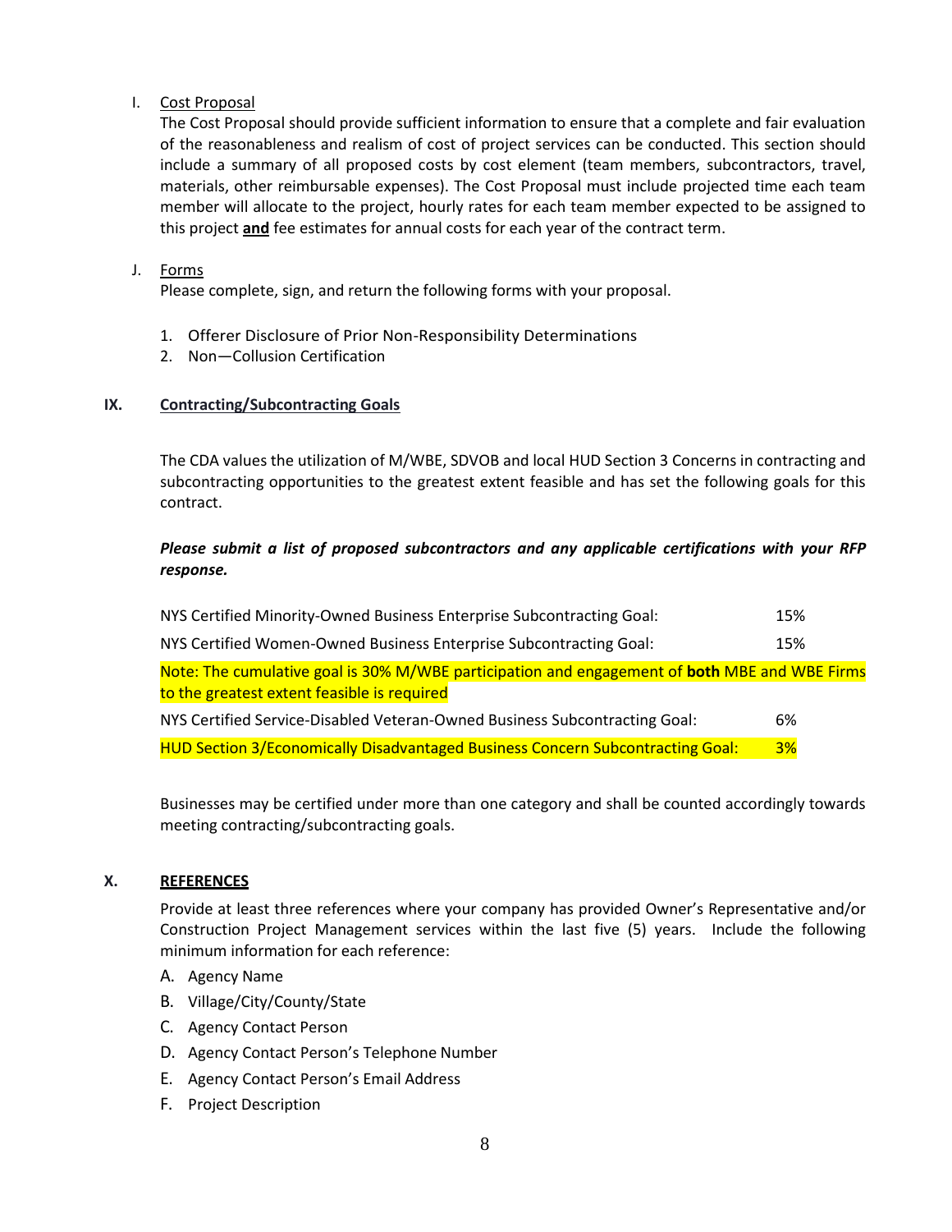I. <u>Cost Proposal</u>

The Cost Proposal should provide sufficient information to ensure that a complete and fair evaluation of the reasonableness and realism of cost of project services can be conducted. This section should include a summary of all proposed costs by cost element (team members, subcontractors, travel, materials, other reimbursable expenses). The Cost Proposal must include projected time each team member will allocate to the project, hourly rates for each team member expected to be assigned to this project **<u>and</u>** fee estimates for annual costs for each year of the contract term.

J. <u>Forms</u>

Please complete, sign, and return the following forms with your proposal.

1. Offerer Disclosure of Prior Non-Responsibility Determinations
2. Non—Collusion Certification

## IX. Contracting/Subcontracting Goals

The CDA values the utilization of M/WBE, SDVOB and local HUD Section 3 Concerns in contracting and subcontracting opportunities to the greatest extent feasible and has set the following goals for this contract.

***Please submit a list of proposed subcontractors and any applicable certifications with your RFP response.***

| | |
|---|---|
| NYS Certified Minority-Owned Business Enterprise Subcontracting Goal: | 15% |
| NYS Certified Women-Owned Business Enterprise Subcontracting Goal: | 15% |
| Note: The cumulative goal is 30% M/WBE participation and engagement of **both** MBE and WBE Firms to the greatest extent feasible is required | |
| NYS Certified Service-Disabled Veteran-Owned Business Subcontracting Goal: | 6% |
| HUD Section 3/Economically Disadvantaged Business Concern Subcontracting Goal: | 3% |

Businesses may be certified under more than one category and shall be counted accordingly towards meeting contracting/subcontracting goals.

## X. REFERENCES

Provide at least three references where your company has provided Owner's Representative and/or Construction Project Management services within the last five (5) years. Include the following minimum information for each reference:

A. Agency Name
B. Village/City/County/State
C. Agency Contact Person
D. Agency Contact Person's Telephone Number
E. Agency Contact Person's Email Address
F. Project Description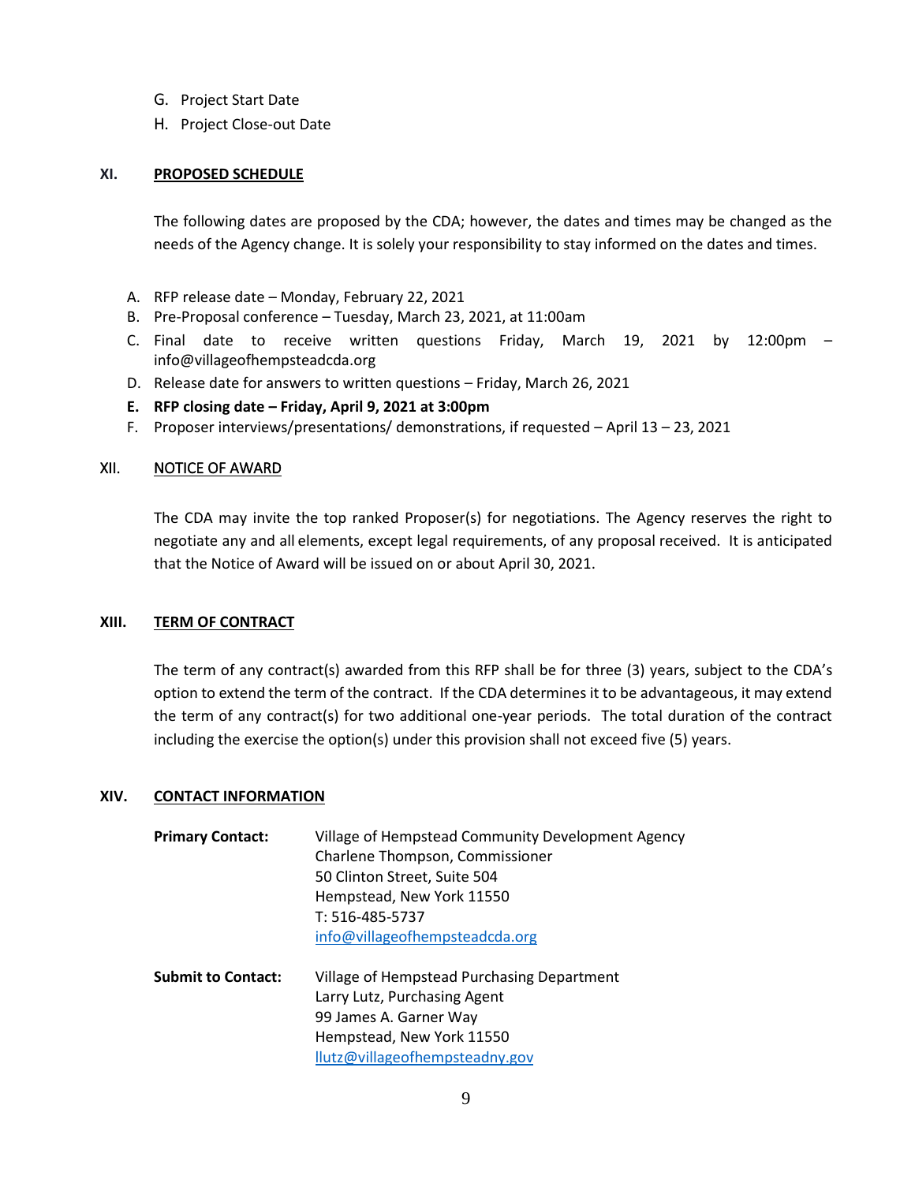G. Project Start Date
H. Project Close-out Date

## XI. PROPOSED SCHEDULE

The following dates are proposed by the CDA; however, the dates and times may be changed as the needs of the Agency change. It is solely your responsibility to stay informed on the dates and times.

A. RFP release date – Monday, February 22, 2021
B. Pre-Proposal conference – Tuesday, March 23, 2021, at 11:00am
C. Final date to receive written questions Friday, March 19, 2021 by 12:00pm – info@villageofhempsteadcda.org
D. Release date for answers to written questions – Friday, March 26, 2021
**E. RFP closing date – Friday, April 9, 2021 at 3:00pm**
F. Proposer interviews/presentations/ demonstrations, if requested – April 13 – 23, 2021

## XII. NOTICE OF AWARD

The CDA may invite the top ranked Proposer(s) for negotiations. The Agency reserves the right to negotiate any and all elements, except legal requirements, of any proposal received. It is anticipated that the Notice of Award will be issued on or about April 30, 2021.

## XIII. TERM OF CONTRACT

The term of any contract(s) awarded from this RFP shall be for three (3) years, subject to the CDA's option to extend the term of the contract. If the CDA determines it to be advantageous, it may extend the term of any contract(s) for two additional one-year periods. The total duration of the contract including the exercise the option(s) under this provision shall not exceed five (5) years.

## XIV. CONTACT INFORMATION

**Primary Contact:**
Village of Hempstead Community Development Agency
Charlene Thompson, Commissioner
50 Clinton Street, Suite 504
Hempstead, New York 11550
T: 516-485-5737
info@villageofhempsteadcda.org

**Submit to Contact:**
Village of Hempstead Purchasing Department
Larry Lutz, Purchasing Agent
99 James A. Garner Way
Hempstead, New York 11550
llutz@villageofhempsteadny.gov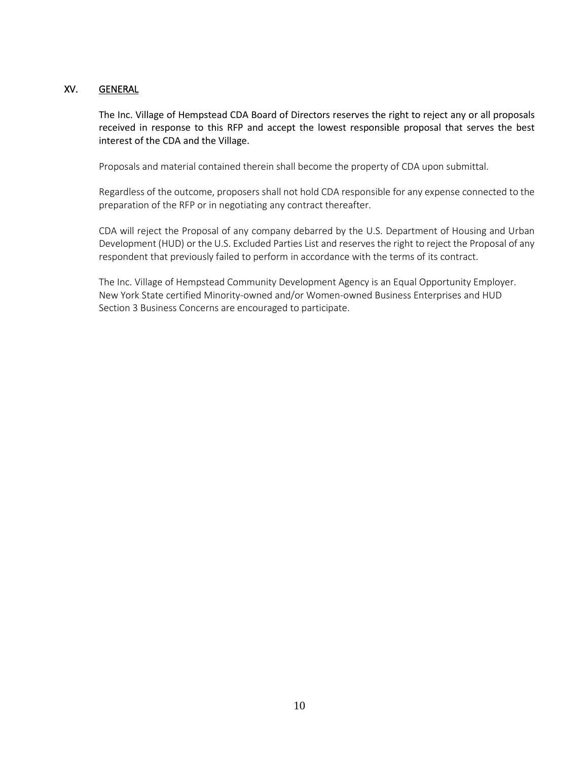## XV. GENERAL

The Inc. Village of Hempstead CDA Board of Directors reserves the right to reject any or all proposals received in response to this RFP and accept the lowest responsible proposal that serves the best interest of the CDA and the Village.

Proposals and material contained therein shall become the property of CDA upon submittal.

Regardless of the outcome, proposers shall not hold CDA responsible for any expense connected to the preparation of the RFP or in negotiating any contract thereafter.

CDA will reject the Proposal of any company debarred by the U.S. Department of Housing and Urban Development (HUD) or the U.S. Excluded Parties List and reserves the right to reject the Proposal of any respondent that previously failed to perform in accordance with the terms of its contract.

The Inc. Village of Hempstead Community Development Agency is an Equal Opportunity Employer. New York State certified Minority-owned and/or Women-owned Business Enterprises and HUD Section 3 Business Concerns are encouraged to participate.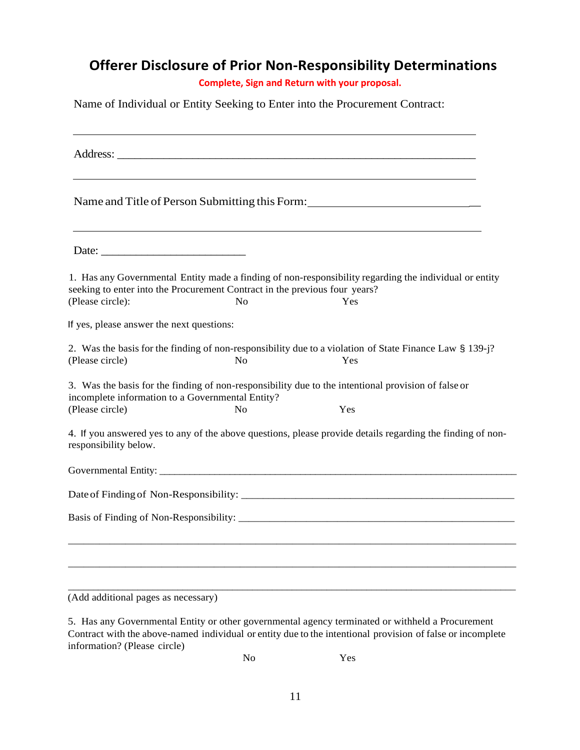# Offerer Disclosure of Prior Non-Responsibility Determinations

**Complete, Sign and Return with your proposal.**

Name of Individual or Entity Seeking to Enter into the Procurement Contract:

\_\_\_\_\_\_\_\_\_\_\_\_\_\_\_\_\_\_\_\_\_\_\_\_\_\_\_\_\_\_\_\_\_\_\_\_\_\_\_\_\_\_\_\_\_\_\_\_\_\_\_\_\_\_\_\_\_\_\_\_\_\_\_\_\_\_

Address: \_\_\_\_\_\_\_\_\_\_\_\_\_\_\_\_\_\_\_\_\_\_\_\_\_\_\_\_\_\_\_\_\_\_\_\_\_\_\_\_\_\_\_\_\_\_\_\_\_\_\_\_\_\_\_\_\_

\_\_\_\_\_\_\_\_\_\_\_\_\_\_\_\_\_\_\_\_\_\_\_\_\_\_\_\_\_\_\_\_\_\_\_\_\_\_\_\_\_\_\_\_\_\_\_\_\_\_\_\_\_\_\_\_\_\_\_\_\_\_\_\_\_\_

Name and Title of Person Submitting this Form: \_\_\_\_\_\_\_\_\_\_\_\_\_\_\_\_\_\_\_\_\_\_\_\_\_\_\_\_

\_\_\_\_\_\_\_\_\_\_\_\_\_\_\_\_\_\_\_\_\_\_\_\_\_\_\_\_\_\_\_\_\_\_\_\_\_\_\_\_\_\_\_\_\_\_\_\_\_\_\_\_\_\_\_\_\_\_\_\_\_\_\_\_\_\_

Date: \_\_\_\_\_\_\_\_\_\_\_\_\_\_\_\_\_\_\_\_\_\_\_

1. Has any Governmental Entity made a finding of non-responsibility regarding the individual or entity seeking to enter into the Procurement Contract in the previous four years?
(Please circle): No Yes

If yes, please answer the next questions:

2. Was the basis for the finding of non-responsibility due to a violation of State Finance Law § 139-j?
(Please circle) No Yes

3. Was the basis for the finding of non-responsibility due to the intentional provision of false or incomplete information to a Governmental Entity?
(Please circle) No Yes

4. If you answered yes to any of the above questions, please provide details regarding the finding of non-responsibility below.

Governmental Entity: \_\_\_\_\_\_\_\_\_\_\_\_\_\_\_\_\_\_\_\_\_\_\_\_\_\_\_\_\_\_\_\_\_\_\_\_\_\_\_\_\_\_\_\_\_\_\_\_\_\_\_\_\_\_\_\_\_\_\_\_\_\_\_\_

Date of Finding of Non-Responsibility: \_\_\_\_\_\_\_\_\_\_\_\_\_\_\_\_\_\_\_\_\_\_\_\_\_\_\_\_\_\_\_\_\_\_\_\_\_\_\_\_\_\_\_\_\_\_\_\_\_

Basis of Finding of Non-Responsibility: \_\_\_\_\_\_\_\_\_\_\_\_\_\_\_\_\_\_\_\_\_\_\_\_\_\_\_\_\_\_\_\_\_\_\_\_\_\_\_\_\_\_\_\_\_\_\_\_\_

\_\_\_\_\_\_\_\_\_\_\_\_\_\_\_\_\_\_\_\_\_\_\_\_\_\_\_\_\_\_\_\_\_\_\_\_\_\_\_\_\_\_\_\_\_\_\_\_\_\_\_\_\_\_\_\_\_\_\_\_\_\_\_\_\_\_\_\_\_\_\_\_\_\_\_\_\_\_

\_\_\_\_\_\_\_\_\_\_\_\_\_\_\_\_\_\_\_\_\_\_\_\_\_\_\_\_\_\_\_\_\_\_\_\_\_\_\_\_\_\_\_\_\_\_\_\_\_\_\_\_\_\_\_\_\_\_\_\_\_\_\_\_\_\_\_\_\_\_\_\_\_\_\_\_\_\_

\_\_\_\_\_\_\_\_\_\_\_\_\_\_\_\_\_\_\_\_\_\_\_\_\_\_\_\_\_\_\_\_\_\_\_\_\_\_\_\_\_\_\_\_\_\_\_\_\_\_\_\_\_\_\_\_\_\_\_\_\_\_\_\_\_\_\_\_\_\_\_\_\_\_\_\_\_\_

(Add additional pages as necessary)

5. Has any Governmental Entity or other governmental agency terminated or withheld a Procurement Contract with the above-named individual or entity due to the intentional provision of false or incomplete information? (Please circle)
No Yes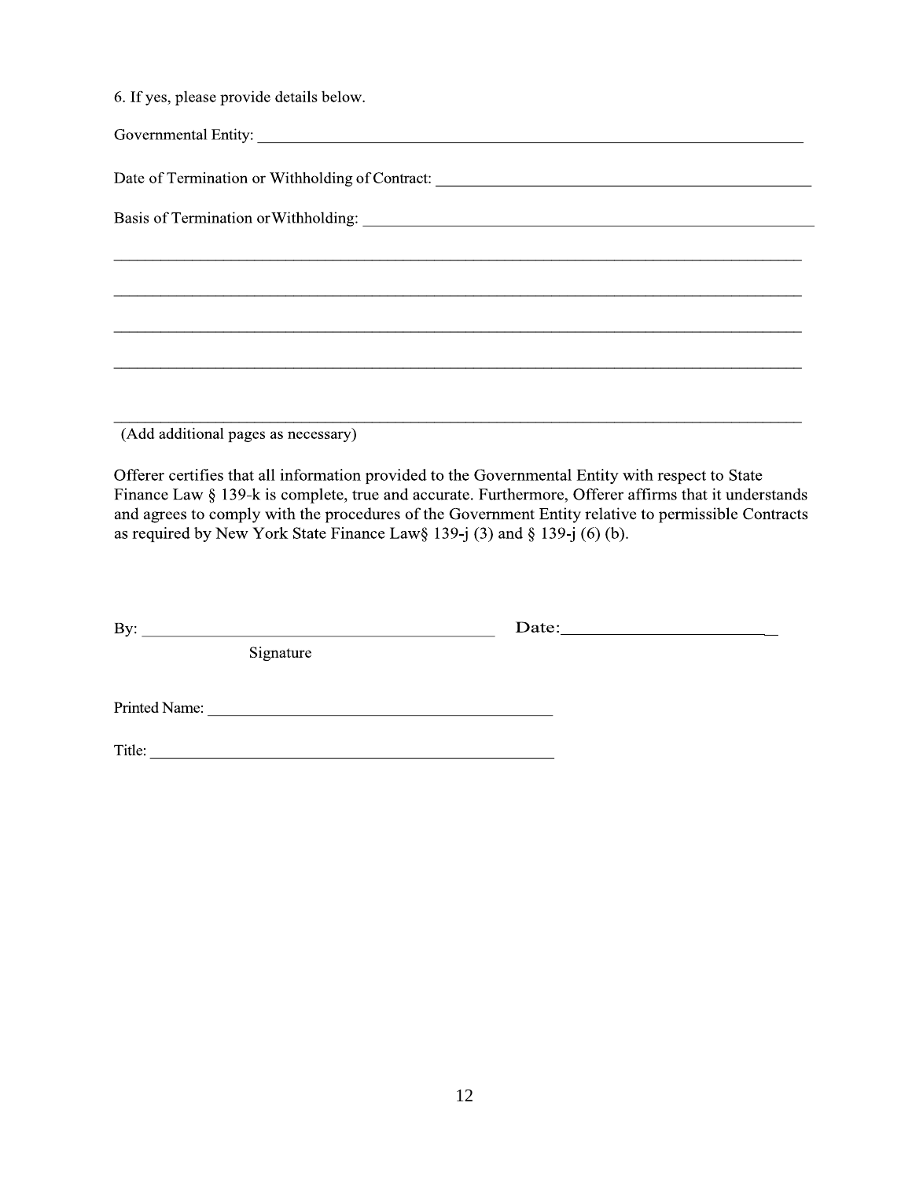6. If yes, please provide details below.

Governmental Entity: ___________________________________________________________________

Date of Termination or Withholding of Contract: ____________________________________________

Basis of Termination or Withholding: ______________________________________________________

_______________________________________________________________________________

_______________________________________________________________________________

_______________________________________________________________________________

_______________________________________________________________________________

_______________________________________________________________________________

(Add additional pages as necessary)

Offerer certifies that all information provided to the Governmental Entity with respect to State Finance Law § 139-k is complete, true and accurate. Furthermore, Offerer affirms that it understands and agrees to comply with the procedures of the Government Entity relative to permissible Contracts as required by New York State Finance Law§ 139-j (3) and § 139-j (6) (b).

By: _________________________________________ Date:_________________________

Signature

Printed Name: ________________________________________

Title: ______________________________________________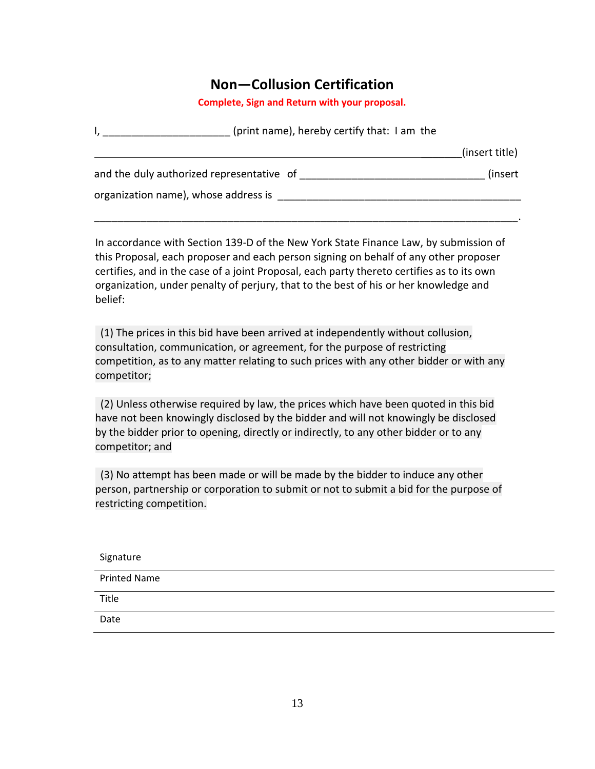# Non—Collusion Certification

**Complete, Sign and Return with your proposal.**

I, ______________________ (print name), hereby certify that: I am the

_________________________________________________________________(insert title)

and the duly authorized representative of ________________________________ (insert organization name), whose address is ___________________________________________

___________________________________________________________________________.

In accordance with Section 139-D of the New York State Finance Law, by submission of this Proposal, each proposer and each person signing on behalf of any other proposer certifies, and in the case of a joint Proposal, each party thereto certifies as to its own organization, under penalty of perjury, that to the best of his or her knowledge and belief:

(1) The prices in this bid have been arrived at independently without collusion, consultation, communication, or agreement, for the purpose of restricting competition, as to any matter relating to such prices with any other bidder or with any competitor;

(2) Unless otherwise required by law, the prices which have been quoted in this bid have not been knowingly disclosed by the bidder and will not knowingly be disclosed by the bidder prior to opening, directly or indirectly, to any other bidder or to any competitor; and

(3) No attempt has been made or will be made by the bidder to induce any other person, partnership or corporation to submit or not to submit a bid for the purpose of restricting competition.

Signature
_______________________________________________

Printed Name
_______________________________________________

Title
_______________________________________________

Date
_______________________________________________